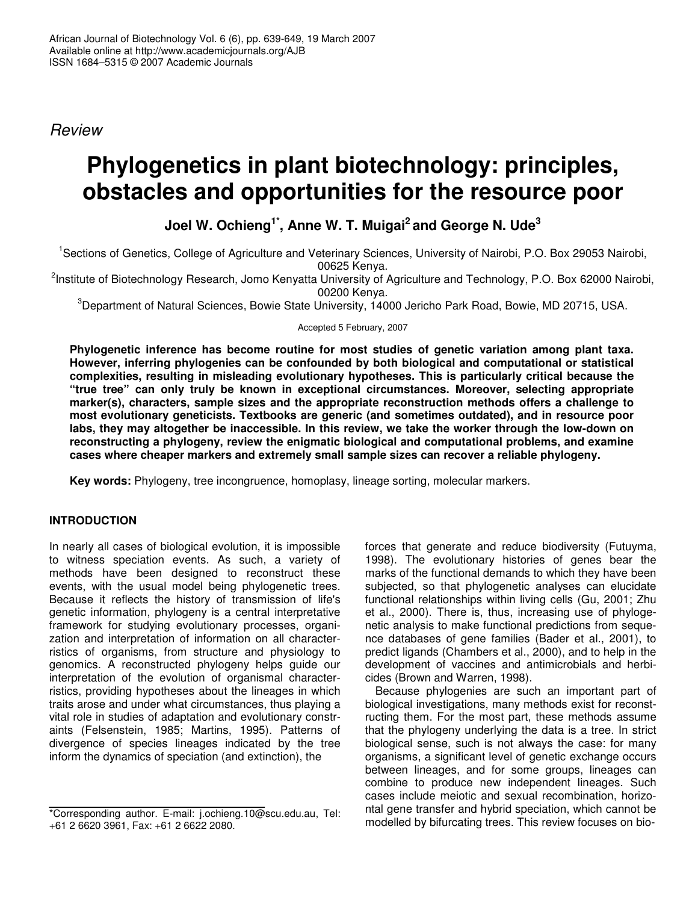*Review*

# Phylogenetics in plant biotechnology: principles, obstacles and opportunities for the resource poor

**Joel W. Ochieng[1*], Anne W. T. Muigai[2] and George N. Ude[3]**

[1]Sections of Genetics, College of Agriculture and Veterinary Sciences, University of Nairobi, P.O. Box 29053 Nairobi, 00625 Kenya.

[2]Institute of Biotechnology Research, Jomo Kenyatta University of Agriculture and Technology, P.O. Box 62000 Nairobi, 00200 Kenya.

[3]Department of Natural Sciences, Bowie State University, 14000 Jericho Park Road, Bowie, MD 20715, USA.

Accepted 5 February, 2007

**Phylogenetic inference has become routine for most studies of genetic variation among plant taxa. However, inferring phylogenies can be confounded by both biological and computational or statistical complexities, resulting in misleading evolutionary hypotheses. This is particularly critical because the "true tree" can only truly be known in exceptional circumstances. Moreover, selecting appropriate marker(s), characters, sample sizes and the appropriate reconstruction methods offers a challenge to most evolutionary geneticists. Textbooks are generic (and sometimes outdated), and in resource poor labs, they may altogether be inaccessible. In this review, we take the worker through the low-down on reconstructing a phylogeny, review the enigmatic biological and computational problems, and examine cases where cheaper markers and extremely small sample sizes can recover a reliable phylogeny.**

**Key words:** Phylogeny, tree incongruence, homoplasy, lineage sorting, molecular markers.

## INTRODUCTION

In nearly all cases of biological evolution, it is impossible to witness speciation events. As such, a variety of methods have been designed to reconstruct these events, with the usual model being phylogenetic trees. Because it reflects the history of transmission of life's genetic information, phylogeny is a central interpretative framework for studying evolutionary processes, organization and interpretation of information on all characterristics of organisms, from structure and physiology to genomics. A reconstructed phylogeny helps guide our interpretation of the evolution of organismal characterristics, providing hypotheses about the lineages in which traits arose and under what circumstances, thus playing a vital role in studies of adaptation and evolutionary constraints (Felsenstein, 1985; Martins, 1995). Patterns of divergence of species lineages indicated by the tree inform the dynamics of speciation (and extinction), the forces that generate and reduce biodiversity (Futuyma, 1998). The evolutionary histories of genes bear the marks of the functional demands to which they have been subjected, so that phylogenetic analyses can elucidate functional relationships within living cells (Gu, 2001; Zhu et al., 2000). There is, thus, increasing use of phylogenetic analysis to make functional predictions from sequence databases of gene families (Bader et al., 2001), to predict ligands (Chambers et al., 2000), and to help in the development of vaccines and antimicrobials and herbicides (Brown and Warren, 1998).

Because phylogenies are such an important part of biological investigations, many methods exist for reconstructing them. For the most part, these methods assume that the phylogeny underlying the data is a tree. In strict biological sense, such is not always the case: for many organisms, a significant level of genetic exchange occurs between lineages, and for some groups, lineages can combine to produce new independent lineages. Such cases include meiotic and sexual recombination, horizontal gene transfer and hybrid speciation, which cannot be modelled by bifurcating trees. This review focuses on bio-

*Corresponding author. E-mail: j.ochieng.10@scu.edu.au, Tel: +61 2 6620 3961, Fax: +61 2 6622 2080.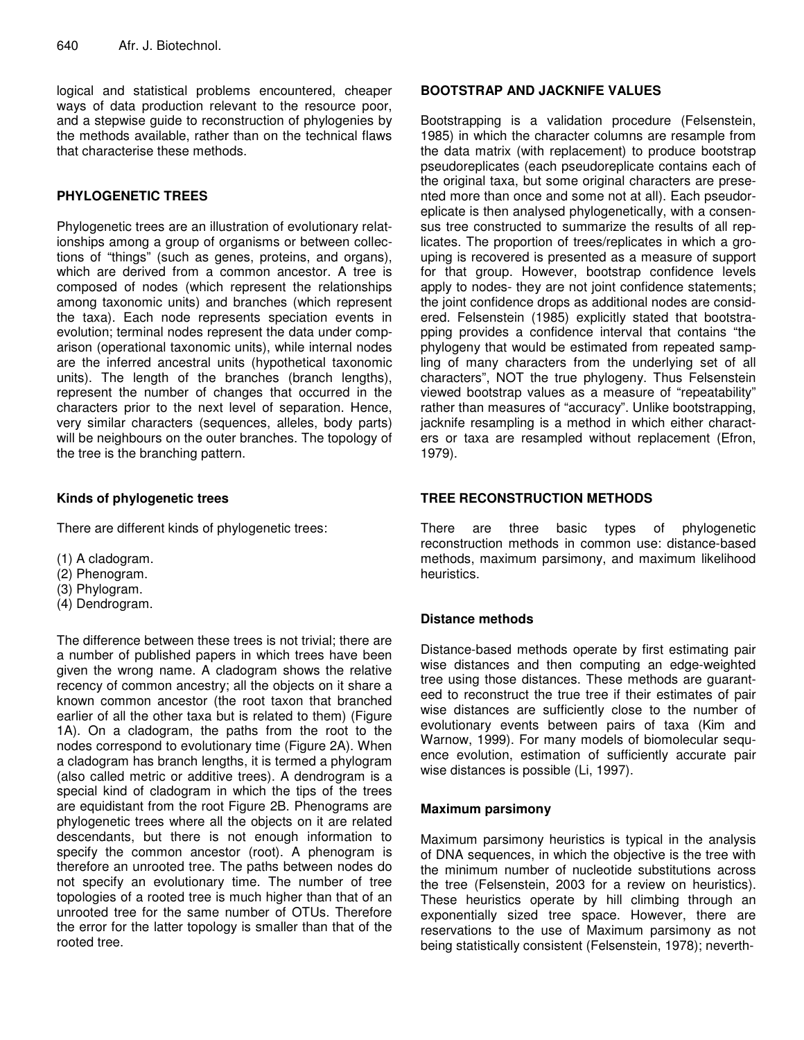logical and statistical problems encountered, cheaper ways of data production relevant to the resource poor, and a stepwise guide to reconstruction of phylogenies by the methods available, rather than on the technical flaws that characterise these methods.

## PHYLOGENETIC TREES

Phylogenetic trees are an illustration of evolutionary relationships among a group of organisms or between collections of "things" (such as genes, proteins, and organs), which are derived from a common ancestor. A tree is composed of nodes (which represent the relationships among taxonomic units) and branches (which represent the taxa). Each node represents speciation events in evolution; terminal nodes represent the data under comparison (operational taxonomic units), while internal nodes are the inferred ancestral units (hypothetical taxonomic units). The length of the branches (branch lengths), represent the number of changes that occurred in the characters prior to the next level of separation. Hence, very similar characters (sequences, alleles, body parts) will be neighbours on the outer branches. The topology of the tree is the branching pattern.

### Kinds of phylogenetic trees

There are different kinds of phylogenetic trees:

(1) A cladogram.
(2) Phenogram.
(3) Phylogram.
(4) Dendrogram.

The difference between these trees is not trivial; there are a number of published papers in which trees have been given the wrong name. A cladogram shows the relative recency of common ancestry; all the objects on it share a known common ancestor (the root taxon that branched earlier of all the other taxa but is related to them) (Figure 1A). On a cladogram, the paths from the root to the nodes correspond to evolutionary time (Figure 2A). When a cladogram has branch lengths, it is termed a phylogram (also called metric or additive trees). A dendrogram is a special kind of cladogram in which the tips of the trees are equidistant from the root Figure 2B. Phenograms are phylogenetic trees where all the objects on it are related descendants, but there is not enough information to specify the common ancestor (root). A phenogram is therefore an unrooted tree. The paths between nodes do not specify an evolutionary time. The number of tree topologies of a rooted tree is much higher than that of an unrooted tree for the same number of OTUs. Therefore the error for the latter topology is smaller than that of the rooted tree.

## BOOTSTRAP AND JACKNIFE VALUES

Bootstrapping is a validation procedure (Felsenstein, 1985) in which the character columns are resample from the data matrix (with replacement) to produce bootstrap pseudoreplicates (each pseudoreplicate contains each of the original taxa, but some original characters are presented more than once and some not at all). Each pseudoreplicate is then analysed phylogenetically, with a consensus tree constructed to summarize the results of all replicates. The proportion of trees/replicates in which a grouping is recovered is presented as a measure of support for that group. However, bootstrap confidence levels apply to nodes- they are not joint confidence statements; the joint confidence drops as additional nodes are considered. Felsenstein (1985) explicitly stated that bootstrapping provides a confidence interval that contains "the phylogeny that would be estimated from repeated sampling of many characters from the underlying set of all characters", NOT the true phylogeny. Thus Felsenstein viewed bootstrap values as a measure of "repeatability" rather than measures of "accuracy". Unlike bootstrapping, jacknife resampling is a method in which either characters or taxa are resampled without replacement (Efron, 1979).

## TREE RECONSTRUCTION METHODS

There are three basic types of phylogenetic reconstruction methods in common use: distance-based methods, maximum parsimony, and maximum likelihood heuristics.

### Distance methods

Distance-based methods operate by first estimating pair wise distances and then computing an edge-weighted tree using those distances. These methods are guaranteed to reconstruct the true tree if their estimates of pair wise distances are sufficiently close to the number of evolutionary events between pairs of taxa (Kim and Warnow, 1999). For many models of biomolecular sequence evolution, estimation of sufficiently accurate pair wise distances is possible (Li, 1997).

### Maximum parsimony

Maximum parsimony heuristics is typical in the analysis of DNA sequences, in which the objective is the tree with the minimum number of nucleotide substitutions across the tree (Felsenstein, 2003 for a review on heuristics). These heuristics operate by hill climbing through an exponentially sized tree space. However, there are reservations to the use of Maximum parsimony as not being statistically consistent (Felsenstein, 1978); neverth-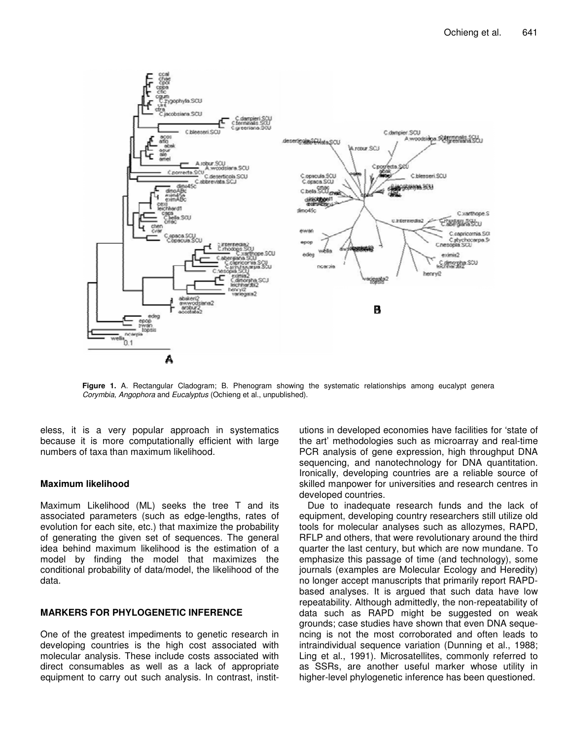**Figure 1.** A. Rectangular Cladogram; B. Phenogram showing the systematic relationships among eucalypt genera *Corymbia*, *Angophora* and *Eucalyptus* (Ochieng et al., unpublished).

eless, it is a very popular approach in systematics because it is more computationally efficient with large numbers of taxa than maximum likelihood.

### Maximum likelihood

Maximum Likelihood (ML) seeks the tree T and its associated parameters (such as edge-lengths, rates of evolution for each site, etc.) that maximize the probability of generating the given set of sequences. The general idea behind maximum likelihood is the estimation of a model by finding the model that maximizes the conditional probability of data/model, the likelihood of the data.

## MARKERS FOR PHYLOGENETIC INFERENCE

One of the greatest impediments to genetic research in developing countries is the high cost associated with molecular analysis. These include costs associated with direct consumables as well as a lack of appropriate equipment to carry out such analysis. In contrast, institutions in developed economies have facilities for 'state of the art' methodologies such as microarray and real-time PCR analysis of gene expression, high throughput DNA sequencing, and nanotechnology for DNA quantitation. Ironically, developing countries are a reliable source of skilled manpower for universities and research centres in developed countries.

Due to inadequate research funds and the lack of equipment, developing country researchers still utilize old tools for molecular analyses such as allozymes, RAPD, RFLP and others, that were revolutionary around the third quarter the last century, but which are now mundane. To emphasize this passage of time (and technology), some journals (examples are Molecular Ecology and Heredity) no longer accept manuscripts that primarily report RAPD-based analyses. It is argued that such data have low repeatability. Although admittedly, the non-repeatability of data such as RAPD might be suggested on weak grounds; case studies have shown that even DNA sequencing is not the most corroborated and often leads to intraindividual sequence variation (Dunning et al., 1988; Ling et al., 1991). Microsatellites, commonly referred to as SSRs, are another useful marker whose utility in higher-level phylogenetic inference has been questioned.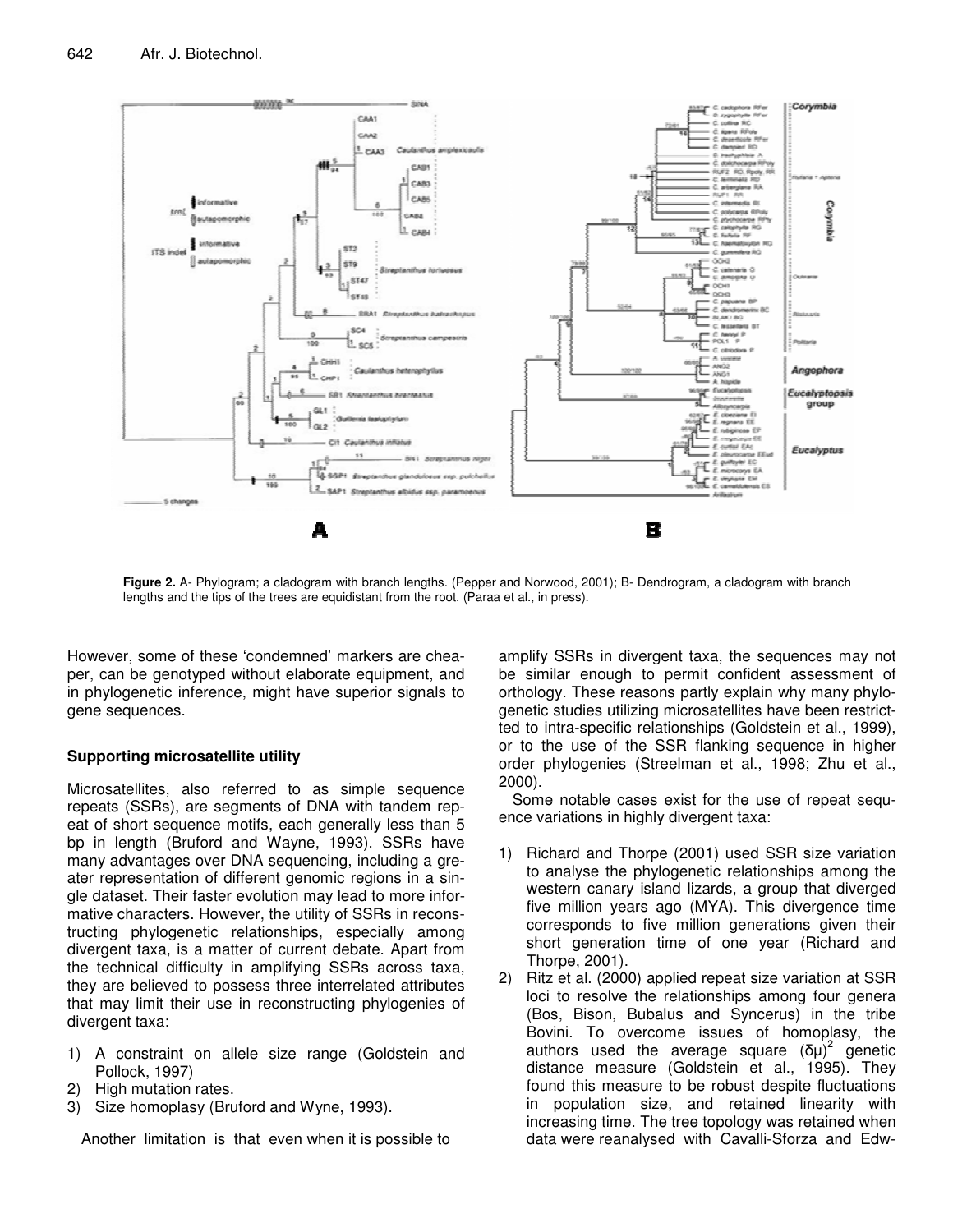**Figure 2.** A- Phylogram; a cladogram with branch lengths. (Pepper and Norwood, 2001); B- Dendrogram, a cladogram with branch lengths and the tips of the trees are equidistant from the root. (Paraa et al., in press).

However, some of these 'condemned' markers are cheaper, can be genotyped without elaborate equipment, and in phylogenetic inference, might have superior signals to gene sequences.

### Supporting microsatellite utility

Microsatellites, also referred to as simple sequence repeats (SSRs), are segments of DNA with tandem repeat of short sequence motifs, each generally less than 5 bp in length (Bruford and Wayne, 1993). SSRs have many advantages over DNA sequencing, including a greater representation of different genomic regions in a single dataset. Their faster evolution may lead to more informative characters. However, the utility of SSRs in reconstructing phylogenetic relationships, especially among divergent taxa, is a matter of current debate. Apart from the technical difficulty in amplifying SSRs across taxa, they are believed to possess three interrelated attributes that may limit their use in reconstructing phylogenies of divergent taxa:

1) A constraint on allele size range (Goldstein and Pollock, 1997)
2) High mutation rates.
3) Size homoplasy (Bruford and Wyne, 1993).

Another limitation is that even when it is possible to amplify SSRs in divergent taxa, the sequences may not be similar enough to permit confident assessment of orthology. These reasons partly explain why many phylogenetic studies utilizing microsatellites have been restricted to intra-specific relationships (Goldstein et al., 1999), or to the use of the SSR flanking sequence in higher order phylogenies (Streelman et al., 1998; Zhu et al., 2000).

Some notable cases exist for the use of repeat sequence variations in highly divergent taxa:

1) Richard and Thorpe (2001) used SSR size variation to analyse the phylogenetic relationships among the western canary island lizards, a group that diverged five million years ago (MYA). This divergence time corresponds to five million generations given their short generation time of one year (Richard and Thorpe, 2001).
2) Ritz et al. (2000) applied repeat size variation at SSR loci to resolve the relationships among four genera (Bos, Bison, Bubalus and Syncerus) in the tribe Bovini. To overcome issues of homoplasy, the authors used the average square $(\delta\mu)^2$ genetic distance measure (Goldstein et al., 1995). They found this measure to be robust despite fluctuations in population size, and retained linearity with increasing time. The tree topology was retained when data were reanalysed with Cavalli-Sforza and Edw-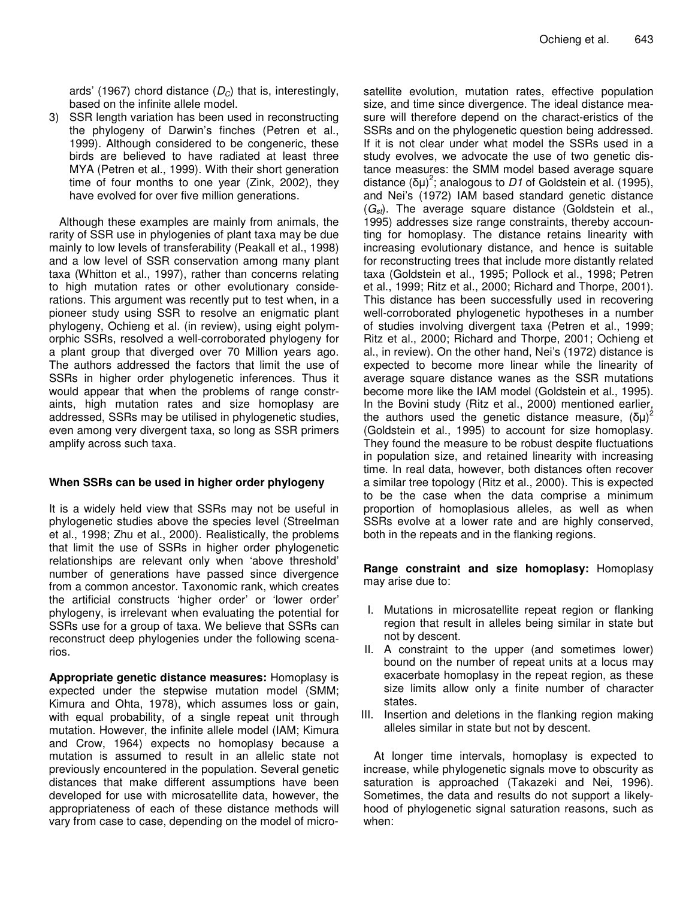ards' (1967) chord distance ($D_C$) that is, interestingly, based on the infinite allele model.

3) SSR length variation has been used in reconstructing the phylogeny of Darwin's finches (Petren et al., 1999). Although considered to be congeneric, these birds are believed to have radiated at least three MYA (Petren et al., 1999). With their short generation time of four months to one year (Zink, 2002), they have evolved for over five million generations.

Although these examples are mainly from animals, the rarity of SSR use in phylogenies of plant taxa may be due mainly to low levels of transferability (Peakall et al., 1998) and a low level of SSR conservation among many plant taxa (Whitton et al., 1997), rather than concerns relating to high mutation rates or other evolutionary considerations. This argument was recently put to test when, in a pioneer study using SSR to resolve an enigmatic plant phylogeny, Ochieng et al. (in review), using eight polymorphic SSRs, resolved a well-corroborated phylogeny for a plant group that diverged over 70 Million years ago. The authors addressed the factors that limit the use of SSRs in higher order phylogenetic inferences. Thus it would appear that when the problems of range constraints, high mutation rates and size homoplasy are addressed, SSRs may be utilised in phylogenetic studies, even among very divergent taxa, so long as SSR primers amplify across such taxa.

## When SSRs can be used in higher order phylogeny

It is a widely held view that SSRs may not be useful in phylogenetic studies above the species level (Streelman et al., 1998; Zhu et al., 2000). Realistically, the problems that limit the use of SSRs in higher order phylogenetic relationships are relevant only when 'above threshold' number of generations have passed since divergence from a common ancestor. Taxonomic rank, which creates the artificial constructs 'higher order' or 'lower order' phylogeny, is irrelevant when evaluating the potential for SSRs use for a group of taxa. We believe that SSRs can reconstruct deep phylogenies under the following scenarios.

**Appropriate genetic distance measures:** Homoplasy is expected under the stepwise mutation model (SMM; Kimura and Ohta, 1978), which assumes loss or gain, with equal probability, of a single repeat unit through mutation. However, the infinite allele model (IAM; Kimura and Crow, 1964) expects no homoplasy because a mutation is assumed to result in an allelic state not previously encountered in the population. Several genetic distances that make different assumptions have been developed for use with microsatellite data, however, the appropriateness of each of these distance methods will vary from case to case, depending on the model of microsatellite evolution, mutation rates, effective population size, and time since divergence. The ideal distance measure will therefore depend on the charact-eristics of the SSRs and on the phylogenetic question being addressed. If it is not clear under what model the SSRs used in a study evolves, we advocate the use of two genetic distance measures: the SMM model based average square distance $(\delta\mu)^2$; analogous to *D1* of Goldstein et al. (1995), and Nei's (1972) IAM based standard genetic distance ($G_{st}$). The average square distance (Goldstein et al., 1995) addresses size range constraints, thereby accounting for homoplasy. The distance retains linearity with increasing evolutionary distance, and hence is suitable for reconstructing trees that include more distantly related taxa (Goldstein et al., 1995; Pollock et al., 1998; Petren et al., 1999; Ritz et al., 2000; Richard and Thorpe, 2001). This distance has been successfully used in recovering well-corroborated phylogenetic hypotheses in a number of studies involving divergent taxa (Petren et al., 1999; Ritz et al., 2000; Richard and Thorpe, 2001; Ochieng et al., in review). On the other hand, Nei's (1972) distance is expected to become more linear while the linearity of average square distance wanes as the SSR mutations become more like the IAM model (Goldstein et al., 1995). In the Bovini study (Ritz et al., 2000) mentioned earlier, the authors used the genetic distance measure, $(\delta\mu)^2$ (Goldstein et al., 1995) to account for size homoplasy. They found the measure to be robust despite fluctuations in population size, and retained linearity with increasing time. In real data, however, both distances often recover a similar tree topology (Ritz et al., 2000). This is expected to be the case when the data comprise a minimum proportion of homoplasious alleles, as well as when SSRs evolve at a lower rate and are highly conserved, both in the repeats and in the flanking regions.

**Range constraint and size homoplasy:** Homoplasy may arise due to:

I. Mutations in microsatellite repeat region or flanking region that result in alleles being similar in state but not by descent.
II. A constraint to the upper (and sometimes lower) bound on the number of repeat units at a locus may exacerbate homoplasy in the repeat region, as these size limits allow only a finite number of character states.
III. Insertion and deletions in the flanking region making alleles similar in state but not by descent.

At longer time intervals, homoplasy is expected to increase, while phylogenetic signals move to obscurity as saturation is approached (Takazeki and Nei, 1996). Sometimes, the data and results do not support a likelyhood of phylogenetic signal saturation reasons, such as when: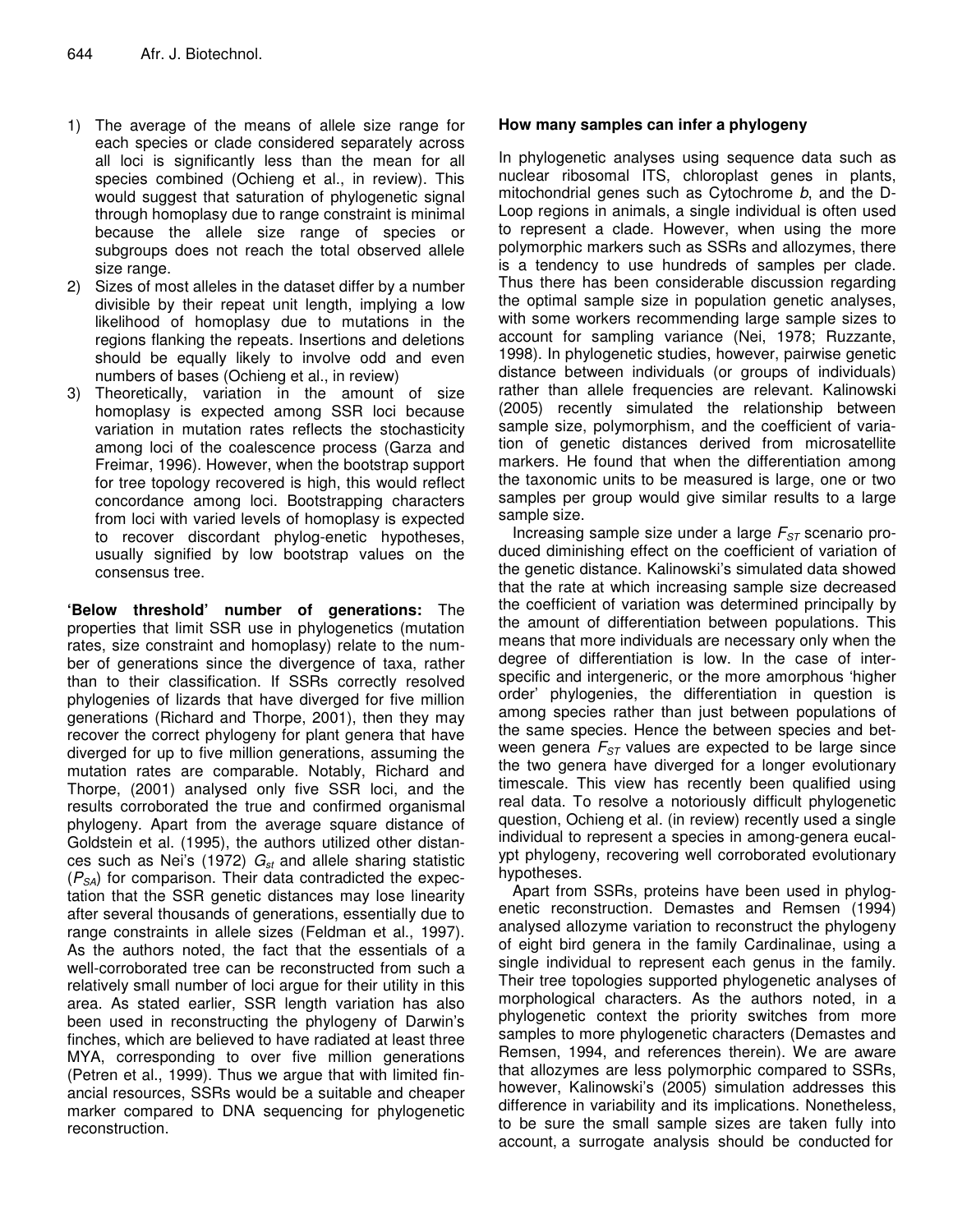1) The average of the means of allele size range for each species or clade considered separately across all loci is significantly less than the mean for all species combined (Ochieng et al., in review). This would suggest that saturation of phylogenetic signal through homoplasy due to range constraint is minimal because the allele size range of species or subgroups does not reach the total observed allele size range.
2) Sizes of most alleles in the dataset differ by a number divisible by their repeat unit length, implying a low likelihood of homoplasy due to mutations in the regions flanking the repeats. Insertions and deletions should be equally likely to involve odd and even numbers of bases (Ochieng et al., in review)
3) Theoretically, variation in the amount of size homoplasy is expected among SSR loci because variation in mutation rates reflects the stochasticity among loci of the coalescence process (Garza and Freimar, 1996). However, when the bootstrap support for tree topology recovered is high, this would reflect concordance among loci. Bootstrapping characters from loci with varied levels of homoplasy is expected to recover discordant phylog-enetic hypotheses, usually signified by low bootstrap values on the consensus tree.

**'Below threshold' number of generations:** The properties that limit SSR use in phylogenetics (mutation rates, size constraint and homoplasy) relate to the number of generations since the divergence of taxa, rather than to their classification. If SSRs correctly resolved phylogenies of lizards that have diverged for five million generations (Richard and Thorpe, 2001), then they may recover the correct phylogeny for plant genera that have diverged for up to five million generations, assuming the mutation rates are comparable. Notably, Richard and Thorpe, (2001) analysed only five SSR loci, and the results corroborated the true and confirmed organismal phylogeny. Apart from the average square distance of Goldstein et al. (1995), the authors utilized other distances such as Nei's (1972) $G_{st}$ and allele sharing statistic ($P_{SA}$) for comparison. Their data contradicted the expectation that the SSR genetic distances may lose linearity after several thousands of generations, essentially due to range constraints in allele sizes (Feldman et al., 1997). As the authors noted, the fact that the essentials of a well-corroborated tree can be reconstructed from such a relatively small number of loci argue for their utility in this area. As stated earlier, SSR length variation has also been used in reconstructing the phylogeny of Darwin's finches, which are believed to have radiated at least three MYA, corresponding to over five million generations (Petren et al., 1999). Thus we argue that with limited financial resources, SSRs would be a suitable and cheaper marker compared to DNA sequencing for phylogenetic reconstruction.

**How many samples can infer a phylogeny**

In phylogenetic analyses using sequence data such as nuclear ribosomal ITS, chloroplast genes in plants, mitochondrial genes such as Cytochrome *b*, and the D-Loop regions in animals, a single individual is often used to represent a clade. However, when using the more polymorphic markers such as SSRs and allozymes, there is a tendency to use hundreds of samples per clade. Thus there has been considerable discussion regarding the optimal sample size in population genetic analyses, with some workers recommending large sample sizes to account for sampling variance (Nei, 1978; Ruzzante, 1998). In phylogenetic studies, however, pairwise genetic distance between individuals (or groups of individuals) rather than allele frequencies are relevant. Kalinowski (2005) recently simulated the relationship between sample size, polymorphism, and the coefficient of variation of genetic distances derived from microsatellite markers. He found that when the differentiation among the taxonomic units to be measured is large, one or two samples per group would give similar results to a large sample size.

Increasing sample size under a large $F_{ST}$ scenario produced diminishing effect on the coefficient of variation of the genetic distance. Kalinowski's simulated data showed that the rate at which increasing sample size decreased the coefficient of variation was determined principally by the amount of differentiation between populations. This means that more individuals are necessary only when the degree of differentiation is low. In the case of interspecific and intergeneric, or the more amorphous 'higher order' phylogenies, the differentiation in question is among species rather than just between populations of the same species. Hence the between species and between genera $F_{ST}$ values are expected to be large since the two genera have diverged for a longer evolutionary timescale. This view has recently been qualified using real data. To resolve a notoriously difficult phylogenetic question, Ochieng et al. (in review) recently used a single individual to represent a species in among-genera eucalypt phylogeny, recovering well corroborated evolutionary hypotheses.

Apart from SSRs, proteins have been used in phylogenetic reconstruction. Demastes and Remsen (1994) analysed allozyme variation to reconstruct the phylogeny of eight bird genera in the family Cardinalinae, using a single individual to represent each genus in the family. Their tree topologies supported phylogenetic analyses of morphological characters. As the authors noted, in a phylogenetic context the priority switches from more samples to more phylogenetic characters (Demastes and Remsen, 1994, and references therein). We are aware that allozymes are less polymorphic compared to SSRs, however, Kalinowski's (2005) simulation addresses this difference in variability and its implications. Nonetheless, to be sure the small sample sizes are taken fully into account, a surrogate analysis should be conducted for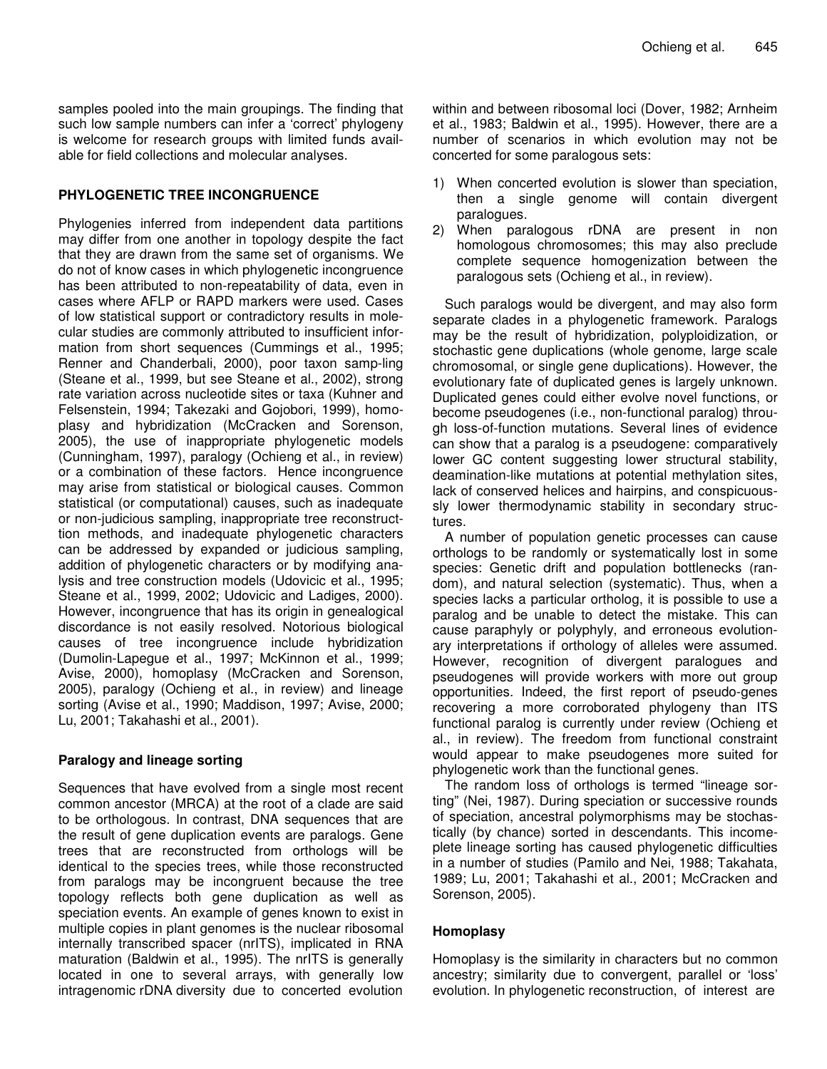samples pooled into the main groupings. The finding that such low sample numbers can infer a 'correct' phylogeny is welcome for research groups with limited funds available for field collections and molecular analyses.

## PHYLOGENETIC TREE INCONGRUENCE

Phylogenies inferred from independent data partitions may differ from one another in topology despite the fact that they are drawn from the same set of organisms. We do not of know cases in which phylogenetic incongruence has been attributed to non-repeatability of data, even in cases where AFLP or RAPD markers were used. Cases of low statistical support or contradictory results in molecular studies are commonly attributed to insufficient information from short sequences (Cummings et al., 1995; Renner and Chanderbali, 2000), poor taxon samp-ling (Steane et al., 1999, but see Steane et al., 2002), strong rate variation across nucleotide sites or taxa (Kuhner and Felsenstein, 1994; Takezaki and Gojobori, 1999), homoplasy and hybridization (McCracken and Sorenson, 2005), the use of inappropriate phylogenetic models (Cunningham, 1997), paralogy (Ochieng et al., in review) or a combination of these factors. Hence incongruence may arise from statistical or biological causes. Common statistical (or computational) causes, such as inadequate or non-judicious sampling, inappropriate tree reconstruct-tion methods, and inadequate phylogenetic characters can be addressed by expanded or judicious sampling, addition of phylogenetic characters or by modifying analysis and tree construction models (Udovicic et al., 1995; Steane et al., 1999, 2002; Udovicic and Ladiges, 2000). However, incongruence that has its origin in genealogical discordance is not easily resolved. Notorious biological causes of tree incongruence include hybridization (Dumolin-Lapegue et al., 1997; McKinnon et al., 1999; Avise, 2000), homoplasy (McCracken and Sorenson, 2005), paralogy (Ochieng et al., in review) and lineage sorting (Avise et al., 1990; Maddison, 1997; Avise, 2000; Lu, 2001; Takahashi et al., 2001).

### Paralogy and lineage sorting

Sequences that have evolved from a single most recent common ancestor (MRCA) at the root of a clade are said to be orthologous. In contrast, DNA sequences that are the result of gene duplication events are paralogs. Gene trees that are reconstructed from orthologs will be identical to the species trees, while those reconstructed from paralogs may be incongruent because the tree topology reflects both gene duplication as well as speciation events. An example of genes known to exist in multiple copies in plant genomes is the nuclear ribosomal internally transcribed spacer (nrITS), implicated in RNA maturation (Baldwin et al., 1995). The nrITS is generally located in one to several arrays, with generally low intragenomic rDNA diversity due to concerted evolution within and between ribosomal loci (Dover, 1982; Arnheim et al., 1983; Baldwin et al., 1995). However, there are a number of scenarios in which evolution may not be concerted for some paralogous sets:

1) When concerted evolution is slower than speciation, then a single genome will contain divergent paralogues.
2) When paralogous rDNA are present in non homologous chromosomes; this may also preclude complete sequence homogenization between the paralogous sets (Ochieng et al., in review).

Such paralogs would be divergent, and may also form separate clades in a phylogenetic framework. Paralogs may be the result of hybridization, polyploidization, or stochastic gene duplications (whole genome, large scale chromosomal, or single gene duplications). However, the evolutionary fate of duplicated genes is largely unknown. Duplicated genes could either evolve novel functions, or become pseudogenes (i.e., non-functional paralog) through loss-of-function mutations. Several lines of evidence can show that a paralog is a pseudogene: comparatively lower GC content suggesting lower structural stability, deamination-like mutations at potential methylation sites, lack of conserved helices and hairpins, and conspicuously lower thermodynamic stability in secondary structures.

A number of population genetic processes can cause orthologs to be randomly or systematically lost in some species: Genetic drift and population bottlenecks (random), and natural selection (systematic). Thus, when a species lacks a particular ortholog, it is possible to use a paralog and be unable to detect the mistake. This can cause paraphyly or polyphyly, and erroneous evolutionary interpretations if orthology of alleles were assumed. However, recognition of divergent paralogues and pseudogenes will provide workers with more out group opportunities. Indeed, the first report of pseudo-genes recovering a more corroborated phylogeny than ITS functional paralog is currently under review (Ochieng et al., in review). The freedom from functional constraint would appear to make pseudogenes more suited for phylogenetic work than the functional genes.

The random loss of orthologs is termed "lineage sorting" (Nei, 1987). During speciation or successive rounds of speciation, ancestral polymorphisms may be stochastically (by chance) sorted in descendants. This incomeplete lineage sorting has caused phylogenetic difficulties in a number of studies (Pamilo and Nei, 1988; Takahata, 1989; Lu, 2001; Takahashi et al., 2001; McCracken and Sorenson, 2005).

### Homoplasy

Homoplasy is the similarity in characters but no common ancestry; similarity due to convergent, parallel or 'loss' evolution. In phylogenetic reconstruction, of interest are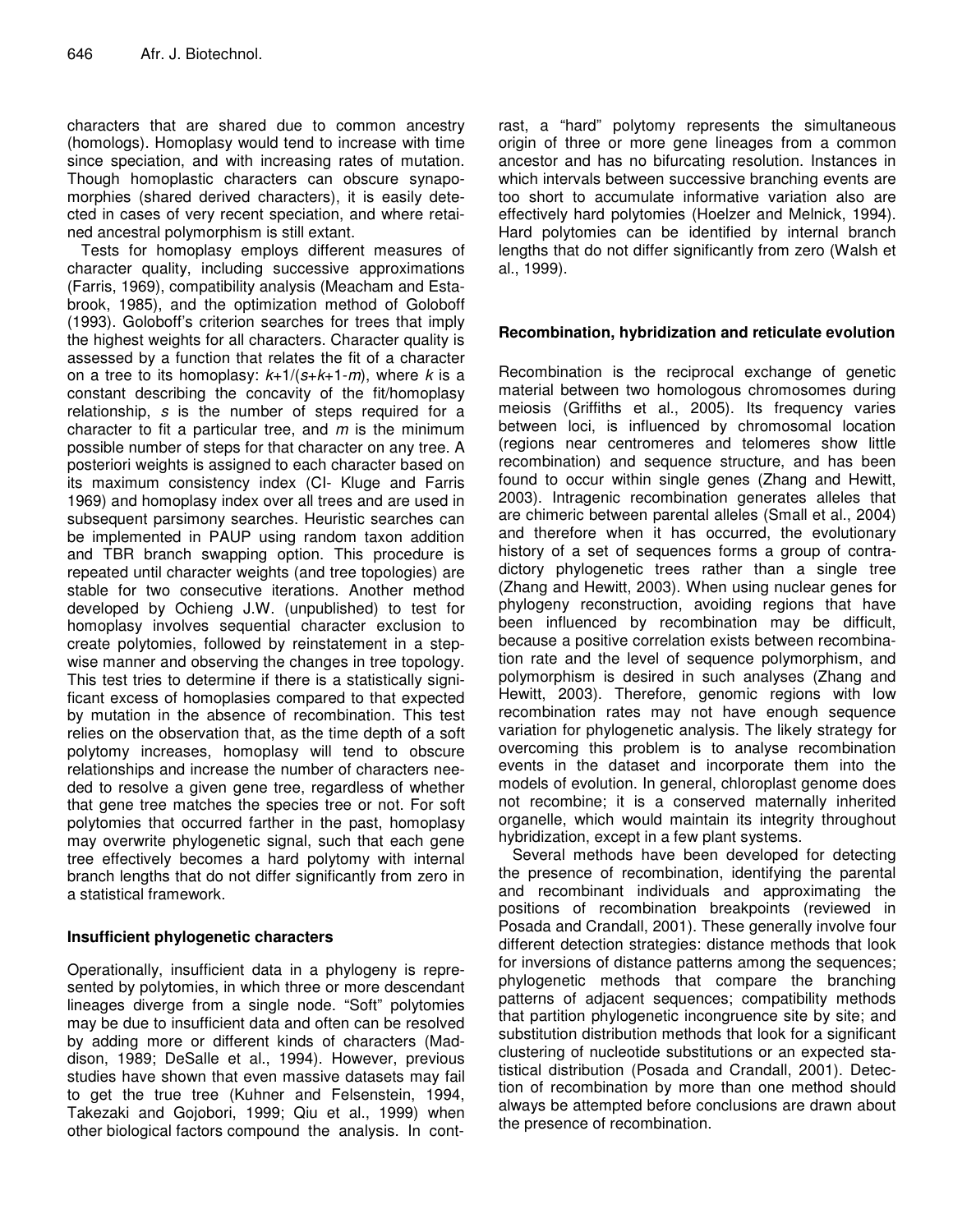characters that are shared due to common ancestry (homologs). Homoplasy would tend to increase with time since speciation, and with increasing rates of mutation. Though homoplastic characters can obscure synapomorphies (shared derived characters), it is easily detected in cases of very recent speciation, and where retained ancestral polymorphism is still extant.

Tests for homoplasy employs different measures of character quality, including successive approximations (Farris, 1969), compatibility analysis (Meacham and Estabrook, 1985), and the optimization method of Goloboff (1993). Goloboff's criterion searches for trees that imply the highest weights for all characters. Character quality is assessed by a function that relates the fit of a character on a tree to its homoplasy: $k+1/(s+k+1-m)$, where $k$ is a constant describing the concavity of the fit/homoplasy relationship, $s$ is the number of steps required for a character to fit a particular tree, and $m$ is the minimum possible number of steps for that character on any tree. A posteriori weights is assigned to each character based on its maximum consistency index (CI- Kluge and Farris 1969) and homoplasy index over all trees and are used in subsequent parsimony searches. Heuristic searches can be implemented in PAUP using random taxon addition and TBR branch swapping option. This procedure is repeated until character weights (and tree topologies) are stable for two consecutive iterations. Another method developed by Ochieng J.W. (unpublished) to test for homoplasy involves sequential character exclusion to create polytomies, followed by reinstatement in a stepwise manner and observing the changes in tree topology. This test tries to determine if there is a statistically significant excess of homoplasies compared to that expected by mutation in the absence of recombination. This test relies on the observation that, as the time depth of a soft polytomy increases, homoplasy will tend to obscure relationships and increase the number of characters needed to resolve a given gene tree, regardless of whether that gene tree matches the species tree or not. For soft polytomies that occurred farther in the past, homoplasy may overwrite phylogenetic signal, such that each gene tree effectively becomes a hard polytomy with internal branch lengths that do not differ significantly from zero in a statistical framework.

## Insufficient phylogenetic characters

Operationally, insufficient data in a phylogeny is represented by polytomies, in which three or more descendant lineages diverge from a single node. "Soft" polytomies may be due to insufficient data and often can be resolved by adding more or different kinds of characters (Maddison, 1989; DeSalle et al., 1994). However, previous studies have shown that even massive datasets may fail to get the true tree (Kuhner and Felsenstein, 1994, Takezaki and Gojobori, 1999; Qiu et al., 1999) when other biological factors compound the analysis. In contrast, a "hard" polytomy represents the simultaneous origin of three or more gene lineages from a common ancestor and has no bifurcating resolution. Instances in which intervals between successive branching events are too short to accumulate informative variation also are effectively hard polytomies (Hoelzer and Melnick, 1994). Hard polytomies can be identified by internal branch lengths that do not differ significantly from zero (Walsh et al., 1999).

## Recombination, hybridization and reticulate evolution

Recombination is the reciprocal exchange of genetic material between two homologous chromosomes during meiosis (Griffiths et al., 2005). Its frequency varies between loci, is influenced by chromosomal location (regions near centromeres and telomeres show little recombination) and sequence structure, and has been found to occur within single genes (Zhang and Hewitt, 2003). Intragenic recombination generates alleles that are chimeric between parental alleles (Small et al., 2004) and therefore when it has occurred, the evolutionary history of a set of sequences forms a group of contradictory phylogenetic trees rather than a single tree (Zhang and Hewitt, 2003). When using nuclear genes for phylogeny reconstruction, avoiding regions that have been influenced by recombination may be difficult, because a positive correlation exists between recombination rate and the level of sequence polymorphism, and polymorphism is desired in such analyses (Zhang and Hewitt, 2003). Therefore, genomic regions with low recombination rates may not have enough sequence variation for phylogenetic analysis. The likely strategy for overcoming this problem is to analyse recombination events in the dataset and incorporate them into the models of evolution. In general, chloroplast genome does not recombine; it is a conserved maternally inherited organelle, which would maintain its integrity throughout hybridization, except in a few plant systems.

Several methods have been developed for detecting the presence of recombination, identifying the parental and recombinant individuals and approximating the positions of recombination breakpoints (reviewed in Posada and Crandall, 2001). These generally involve four different detection strategies: distance methods that look for inversions of distance patterns among the sequences; phylogenetic methods that compare the branching patterns of adjacent sequences; compatibility methods that partition phylogenetic incongruence site by site; and substitution distribution methods that look for a significant clustering of nucleotide substitutions or an expected statistical distribution (Posada and Crandall, 2001). Detection of recombination by more than one method should always be attempted before conclusions are drawn about the presence of recombination.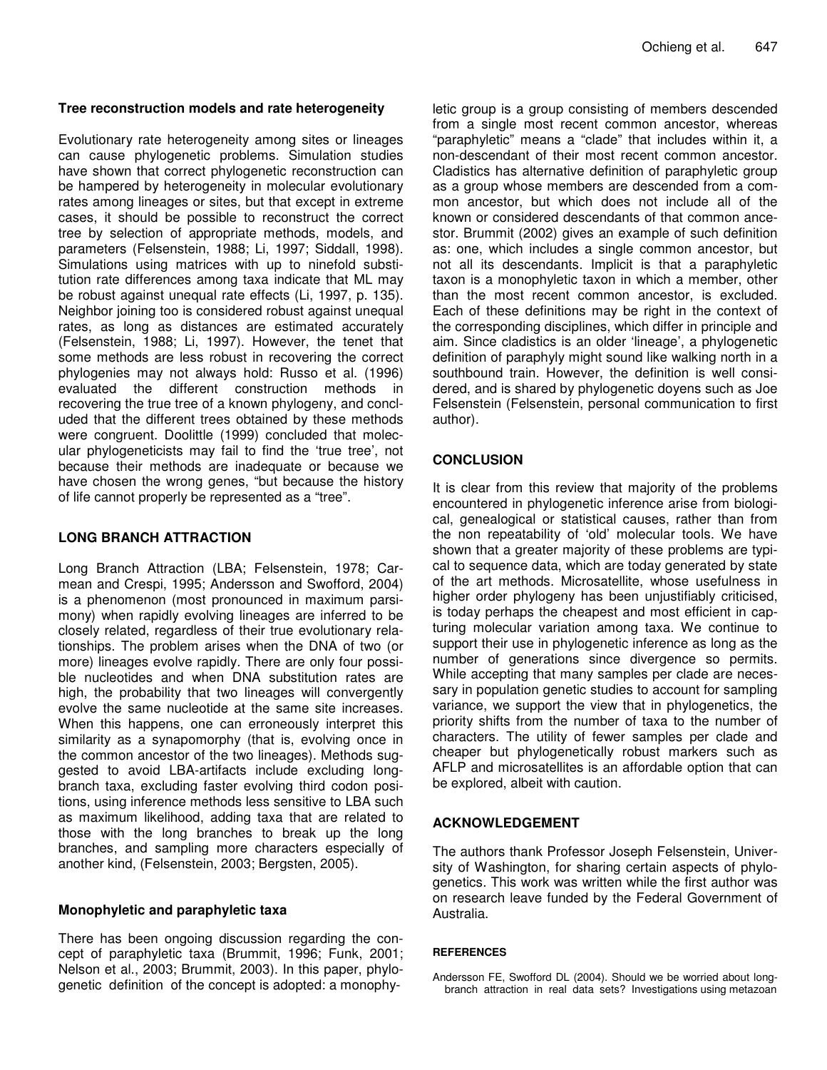### Tree reconstruction models and rate heterogeneity

Evolutionary rate heterogeneity among sites or lineages can cause phylogenetic problems. Simulation studies have shown that correct phylogenetic reconstruction can be hampered by heterogeneity in molecular evolutionary rates among lineages or sites, but that except in extreme cases, it should be possible to reconstruct the correct tree by selection of appropriate methods, models, and parameters (Felsenstein, 1988; Li, 1997; Siddall, 1998). Simulations using matrices with up to ninefold substitution rate differences among taxa indicate that ML may be robust against unequal rate effects (Li, 1997, p. 135). Neighbor joining too is considered robust against unequal rates, as long as distances are estimated accurately (Felsenstein, 1988; Li, 1997). However, the tenet that some methods are less robust in recovering the correct phylogenies may not always hold: Russo et al. (1996) evaluated the different construction methods in recovering the true tree of a known phylogeny, and concluded that the different trees obtained by these methods were congruent. Doolittle (1999) concluded that molecular phylogeneticists may fail to find the 'true tree', not because their methods are inadequate or because we have chosen the wrong genes, "but because the history of life cannot properly be represented as a "tree".

## LONG BRANCH ATTRACTION

Long Branch Attraction (LBA; Felsenstein, 1978; Carmean and Crespi, 1995; Andersson and Swofford, 2004) is a phenomenon (most pronounced in maximum parsimony) when rapidly evolving lineages are inferred to be closely related, regardless of their true evolutionary relationships. The problem arises when the DNA of two (or more) lineages evolve rapidly. There are only four possible nucleotides and when DNA substitution rates are high, the probability that two lineages will convergently evolve the same nucleotide at the same site increases. When this happens, one can erroneously interpret this similarity as a synapomorphy (that is, evolving once in the common ancestor of the two lineages). Methods suggested to avoid LBA-artifacts include excluding long-branch taxa, excluding faster evolving third codon positions, using inference methods less sensitive to LBA such as maximum likelihood, adding taxa that are related to those with the long branches to break up the long branches, and sampling more characters especially of another kind, (Felsenstein, 2003; Bergsten, 2005).

### Monophyletic and paraphyletic taxa

There has been ongoing discussion regarding the concept of paraphyletic taxa (Brummit, 1996; Funk, 2001; Nelson et al., 2003; Brummit, 2003). In this paper, phylogenetic definition of the concept is adopted: a monophyletic group is a group consisting of members descended from a single most recent common ancestor, whereas "paraphyletic" means a "clade" that includes within it, a non-descendant of their most recent common ancestor. Cladistics has alternative definition of paraphyletic group as a group whose members are descended from a common ancestor, but which does not include all of the known or considered descendants of that common ancestor. Brummit (2002) gives an example of such definition as: one, which includes a single common ancestor, but not all its descendants. Implicit is that a paraphyletic taxon is a monophyletic taxon in which a member, other than the most recent common ancestor, is excluded. Each of these definitions may be right in the context of the corresponding disciplines, which differ in principle and aim. Since cladistics is an older 'lineage', a phylogenetic definition of paraphyly might sound like walking north in a southbound train. However, the definition is well considered, and is shared by phylogenetic doyens such as Joe Felsenstein (Felsenstein, personal communication to first author).

## CONCLUSION

It is clear from this review that majority of the problems encountered in phylogenetic inference arise from biological, genealogical or statistical causes, rather than from the non repeatability of 'old' molecular tools. We have shown that a greater majority of these problems are typical to sequence data, which are today generated by state of the art methods. Microsatellite, whose usefulness in higher order phylogeny has been unjustifiably criticised, is today perhaps the cheapest and most efficient in capturing molecular variation among taxa. We continue to support their use in phylogenetic inference as long as the number of generations since divergence so permits. While accepting that many samples per clade are necessary in population genetic studies to account for sampling variance, we support the view that in phylogenetics, the priority shifts from the number of taxa to the number of characters. The utility of fewer samples per clade and cheaper but phylogenetically robust markers such as AFLP and microsatellites is an affordable option that can be explored, albeit with caution.

## ACKNOWLEDGEMENT

The authors thank Professor Joseph Felsenstein, University of Washington, for sharing certain aspects of phylogenetics. This work was written while the first author was on research leave funded by the Federal Government of Australia.

## REFERENCES

Andersson FE, Swofford DL (2004). Should we be worried about long-branch attraction in real data sets? Investigations using metazoan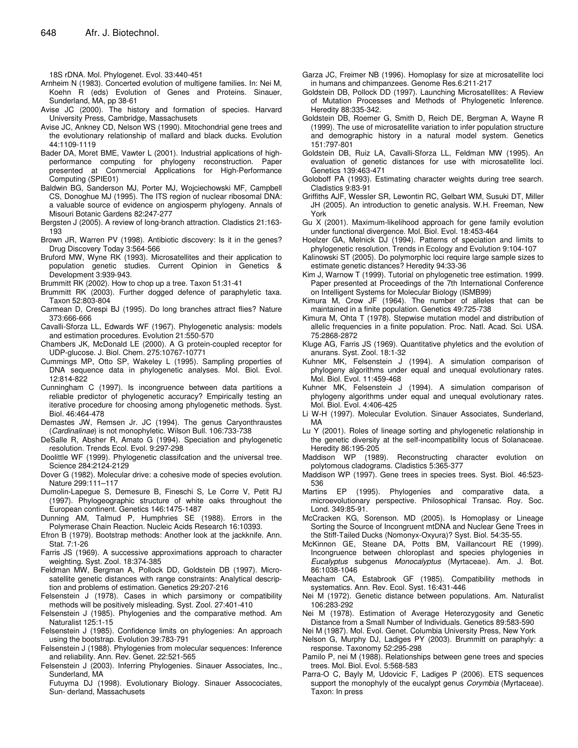18S rDNA. Mol. Phylogenet. Evol. 33:440-451

Arnheim N (1983). Concerted evolution of multigene families. In: Nei M, Koehn R (eds) Evolution of Genes and Proteins. Sinauer, Sunderland, MA, pp 38-61

Avise JC (2000). The history and formation of species. Harvard University Press, Cambridge, Massachusets

Avise JC, Ankney CD, Nelson WS (1990). Mitochondrial gene trees and the evolutionary relationship of mallard and black ducks. Evolution 44:1109-1119

Bader DA, Moret BME, Vawter L (2001). Industrial applications of high-performance computing for phylogeny reconstruction. Paper presented at Commercial Applications for High-Performance Computing (SPIE01)

Baldwin BG, Sanderson MJ, Porter MJ, Wojciechowski MF, Campbell CS, Donoghue MJ (1995). The ITS region of nuclear ribosomal DNA: a valuable source of evidence on angiosperm phylogeny. Annals of Misouri Botanic Gardens 82:247-277

Bergsten J (2005). A review of long-branch attraction. Cladistics 21:163-193

Brown JR, Warren PV (1998). Antibiotic discovery: Is it in the genes? Drug Discovery Today 3:564-566

Bruford MW, Wyne RK (1993). Microsatellites and their application to population genetic studies. Current Opinion in Genetics & Development 3:939-943.

Brummitt RK (2002). How to chop up a tree. Taxon 51:31-41

Brummitt RK (2003). Further dogged defence of paraphyletic taxa. Taxon 52:803-804

Carmean D, Crespi BJ (1995). Do long branches attract flies? Nature 373:666-666

Cavalli-Sforza LL, Edwards WF (1967). Phylogenetic analysis: models and estimation procedures. Evolution 21:550-570

Chambers JK, McDonald LE (2000). A G protein-coupled receptor for UDP-glucose. J. Biol. Chem. 275:10767-10771

Cummings MP, Otto SP, Wakeley L (1995). Sampling properties of DNA sequence data in phylogenetic analyses. Mol. Biol. Evol. 12:814-822

Cunningham C (1997). Is incongruence between data partitions a reliable predictor of phylogenetic accuracy? Empirically testing an iterative procedure for choosing among phylogenetic methods. Syst. Biol. 46:464-478

Demastes JW, Remsen Jr. JC (1994). The genus Caryonthraustes (*Cardinalinae*) is not monophyletic. Wilson Bull. 106:733-738

DeSalle R, Absher R, Amato G (1994). Speciation and phylogenetic resolution. Trends Ecol. Evol. 9:297-298

Doolittle WF (1999). Phylogenetic classifcation and the universal tree. Science 284:2124-2129

Dover G (1982). Molecular drive: a cohesive mode of species evolution. Nature 299:111–117

Dumolin-Lapegue S, Demesure B, Fineschi S, Le Corre V, Petit RJ (1997). Phylogeographic structure of white oaks throughout the European continent. Genetics 146:1475-1487

Dunning AM, Talmud P, Humphries SE (1988). Errors in the Polymerase Chain Reaction. Nucleic Acids Research 16:10393.

Efron B (1979). Bootstrap methods: Another look at the jackknife. Ann. Stat. 7:1-26

Farris JS (1969). A successive approximations approach to character weighting. Syst. Zool. 18:374-385

Feldman MW, Bergman A, Pollock DD, Goldstein DB (1997). Micro-satellite genetic distances with range constraints: Analytical description and problems of estimation. Genetics 29:207-216

Felsenstein J (1978). Cases in which parsimony or compatibility methods will be positively misleading. Syst. Zool. 27:401-410

Felsenstein J (1985). Phylogenies and the comparative method. Am Naturalist 125:1-15

Felsenstein J (1985). Confidence limits on phylogenies: An approach using the bootstrap. Evolution 39:783-791

Felsenstein J (1988). Phylogenies from molecular sequences: Inference and reliability. Ann. Rev. Genet. 22:521-565

Felsenstein J (2003). Inferring Phylogenies. Sinauer Associates, Inc., Sunderland, MA

Futuyma DJ (1998). Evolutionary Biology. Sinauer Assocociates, Sun- derland, Massachusets

Garza JC, Freimer NB (1996). Homoplasy for size at microsatellite loci in humans and chimpanzees. Genome Res.6:211-217

Goldstein DB, Pollock DD (1997). Launching Microsatellites: A Review of Mutation Processes and Methods of Phylogenetic Inference. Heredity 88:335-342.

Goldstein DB, Roemer G, Smith D, Reich DE, Bergman A, Wayne R (1999). The use of microsatellite variation to infer population structure and demographic history in a natural model system. Genetics 151:797-801

Goldstein DB, Ruiz LA, Cavalli-Sforza LL, Feldman MW (1995). An evaluation of genetic distances for use with microsatellite loci. Genetics 139:463-471

Goloboff PA (1993). Estimating character weights during tree search. Cladistics 9:83-91

Griffiths AJF, Wessler SR, Lewontin RC, Gelbart WM, Susuki DT, Miller JH (2005). An introduction to genetic analysis. W.H. Freeman, New York

Gu X (2001). Maximum-likelihood approach for gene family evolution under functional divergence. Mol. Biol. Evol. 18:453-464

Hoelzer GA, Melnick DJ (1994). Patterns of speciation and limits to phylogenetic resolution. Trends in Ecology and Evolution 9:104-107

Kalinowski ST (2005). Do polymorphic loci require large sample sizes to estimate genetic distances? Heredity 94:33-36

Kim J, Warnow T (1999). Tutorial on phylogenetic tree estimation. 1999. Paper presented at Proceedings of the 7th International Conference on Intelligent Systems for Molecular Biology (ISMB99)

Kimura M, Crow JF (1964). The number of alleles that can be maintained in a finite population. Genetics 49:725-738

Kimura M, Ohta T (1978). Stepwise mutation model and distribution of allelic frequencies in a finite population. Proc. Natl. Acad. Sci. USA. 75:2868-2872

Kluge AG, Farris JS (1969). Quantitative phyletics and the evolution of anurans. Syst. Zool. 18:1-32

Kuhner MK, Felsenstein J (1994). A simulation comparison of phylogeny algorithms under equal and unequal evolutionary rates. Mol. Biol. Evol. 11:459-468

Kuhner MK, Felsenstein J (1994). A simulation comparison of phylogeny algorithms under equal and unequal evolutionary rates. Mol. Biol. Evol. 4:406-425

Li W-H (1997). Molecular Evolution. Sinauer Associates, Sunderland, MA

Lu Y (2001). Roles of lineage sorting and phylogenetic relationship in the genetic diversity at the self-incompatibility locus of Solanaceae. Heredity 86:195-205

Maddison WP (1989). Reconstructing character evolution on polytomous cladograms. Cladistics 5:365-377

Maddison WP (1997). Gene trees in species trees. Syst. Biol. 46:523-536

Martins EP (1995). Phylogenies and comparative data, a microevolutionary perspective. Philosophical Transac. Roy. Soc. Lond. 349:85-91.

McCracken KG, Sorenson. MD (2005). Is Homoplasy or Lineage Sorting the Source of Incongruent mtDNA and Nuclear Gene Trees in the Stiff-Tailed Ducks (Nomonyx-Oxyura)? Syst. Biol. 54:35-55.

McKinnon GE, Steane DA, Potts BM, Vaillancourt RE (1999). Incongruence between chloroplast and species phylogenies in *Eucalyptus* subgenus *Monocalyptus* (Myrtaceae). Am. J. Bot. 86:1038-1046

Meacham CA, Estabrook GF (1985). Compatibility methods in systematics. Ann. Rev. Ecol. Syst. 16:431-446

Nei M (1972). Genetic distance between populations. Am. Naturalist 106:283-292

Nei M (1978). Estimation of Average Heterozygosity and Genetic Distance from a Small Number of Individuals. Genetics 89:583-590

Nei M (1987). Mol. Evol. Genet. Columbia University Press, New York

Nelson G, Murphy DJ, Ladiges PY (2003). Brummitt on paraphyly: a response. Taxonomy 52:295-298

Pamilo P, nei M (1988). Relationships between gene trees and species trees. Mol. Biol. Evol. 5:568-583

Parra-O C, Bayly M, Udovicic F, Ladiges P (2006). ETS sequences support the monophyly of the eucalypt genus *Corymbia* (Myrtaceae). Taxon: In press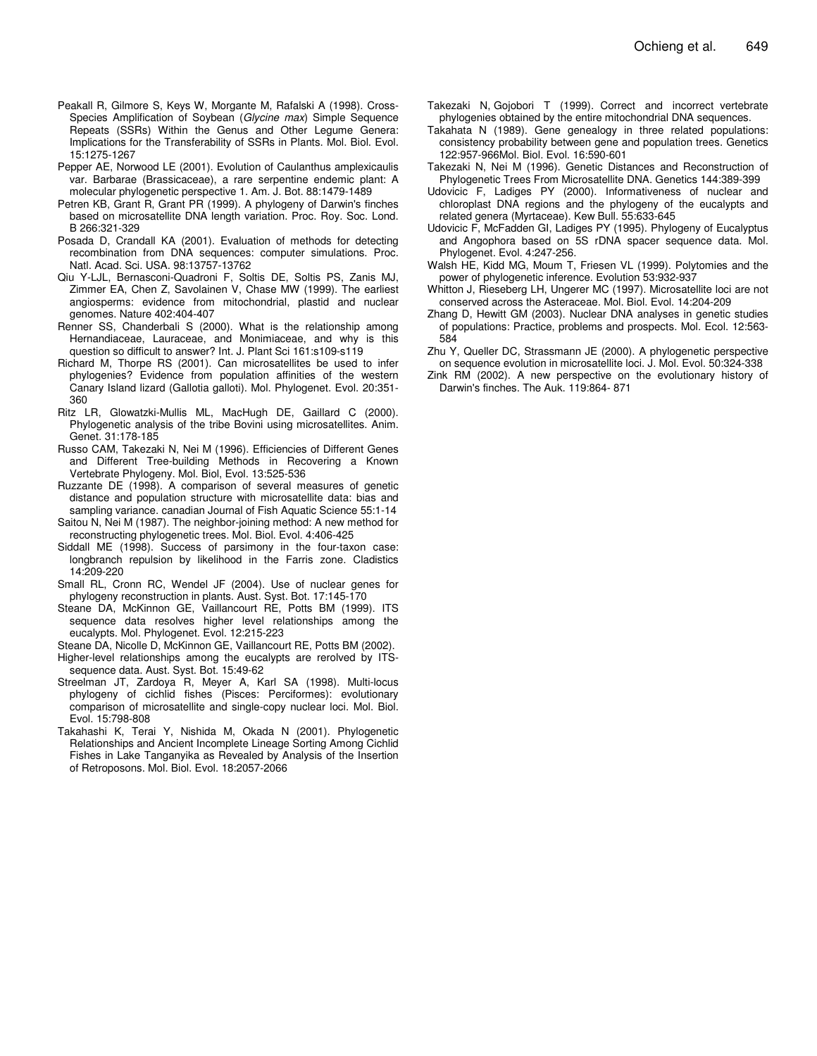Peakall R, Gilmore S, Keys W, Morgante M, Rafalski A (1998). Cross-Species Amplification of Soybean (*Glycine max*) Simple Sequence Repeats (SSRs) Within the Genus and Other Legume Genera: Implications for the Transferability of SSRs in Plants. Mol. Biol. Evol. 15:1275-1267

Pepper AE, Norwood LE (2001). Evolution of Caulanthus amplexicaulis var. Barbarae (Brassicaceae), a rare serpentine endemic plant: A molecular phylogenetic perspective 1. Am. J. Bot. 88:1479-1489

Petren KB, Grant R, Grant PR (1999). A phylogeny of Darwin's finches based on microsatellite DNA length variation. Proc. Roy. Soc. Lond. B 266:321-329

Posada D, Crandall KA (2001). Evaluation of methods for detecting recombination from DNA sequences: computer simulations. Proc. Natl. Acad. Sci. USA. 98:13757-13762

Qiu Y-LJL, Bernasconi-Quadroni F, Soltis DE, Soltis PS, Zanis MJ, Zimmer EA, Chen Z, Savolainen V, Chase MW (1999). The earliest angiosperms: evidence from mitochondrial, plastid and nuclear genomes. Nature 402:404-407

Renner SS, Chanderbali S (2000). What is the relationship among Hernandiaceae, Lauraceae, and Monimiaceae, and why is this question so difficult to answer? Int. J. Plant Sci 161:s109-s119

Richard M, Thorpe RS (2001). Can microsatellites be used to infer phylogenies? Evidence from population affinities of the western Canary Island lizard (Gallotia galloti). Mol. Phylogenet. Evol. 20:351-360

Ritz LR, Glowatzki-Mullis ML, MacHugh DE, Gaillard C (2000). Phylogenetic analysis of the tribe Bovini using microsatellites. Anim. Genet. 31:178-185

Russo CAM, Takezaki N, Nei M (1996). Efficiencies of Different Genes and Different Tree-building Methods in Recovering a Known Vertebrate Phylogeny. Mol. Biol, Evol. 13:525-536

Ruzzante DE (1998). A comparison of several measures of genetic distance and population structure with microsatellite data: bias and sampling variance. canadian Journal of Fish Aquatic Science 55:1-14

Saitou N, Nei M (1987). The neighbor-joining method: A new method for reconstructing phylogenetic trees. Mol. Biol. Evol. 4:406-425

Siddall ME (1998). Success of parsimony in the four-taxon case: longbranch repulsion by likelihood in the Farris zone. Cladistics 14:209-220

Small RL, Cronn RC, Wendel JF (2004). Use of nuclear genes for phylogeny reconstruction in plants. Aust. Syst. Bot. 17:145-170

Steane DA, McKinnon GE, Vaillancourt RE, Potts BM (1999). ITS sequence data resolves higher level relationships among the eucalypts. Mol. Phylogenet. Evol. 12:215-223

Steane DA, Nicolle D, McKinnon GE, Vaillancourt RE, Potts BM (2002). Higher-level relationships among the eucalypts are rerolved by ITS-sequence data. Aust. Syst. Bot. 15:49-62

Streelman JT, Zardoya R, Meyer A, Karl SA (1998). Multi-locus phylogeny of cichlid fishes (Pisces: Perciformes): evolutionary comparison of microsatellite and single-copy nuclear loci. Mol. Biol. Evol. 15:798-808

Takahashi K, Terai Y, Nishida M, Okada N (2001). Phylogenetic Relationships and Ancient Incomplete Lineage Sorting Among Cichlid Fishes in Lake Tanganyika as Revealed by Analysis of the Insertion of Retroposons. Mol. Biol. Evol. 18:2057-2066

Takezaki N, Gojobori T (1999). Correct and incorrect vertebrate phylogenies obtained by the entire mitochondrial DNA sequences.

Takahata N (1989). Gene genealogy in three related populations: consistency probability between gene and population trees. Genetics 122:957-966Mol. Biol. Evol. 16:590-601

Takezaki N, Nei M (1996). Genetic Distances and Reconstruction of Phylogenetic Trees From Microsatellite DNA. Genetics 144:389-399

Udovicic F, Ladiges PY (2000). Informativeness of nuclear and chloroplast DNA regions and the phylogeny of the eucalypts and related genera (Myrtaceae). Kew Bull. 55:633-645

Udovicic F, McFadden GI, Ladiges PY (1995). Phylogeny of Eucalyptus and Angophora based on 5S rDNA spacer sequence data. Mol. Phylogenet. Evol. 4:247-256.

Walsh HE, Kidd MG, Moum T, Friesen VL (1999). Polytomies and the power of phylogenetic inference. Evolution 53:932-937

Whitton J, Rieseberg LH, Ungerer MC (1997). Microsatellite loci are not conserved across the Asteraceae. Mol. Biol. Evol. 14:204-209

Zhang D, Hewitt GM (2003). Nuclear DNA analyses in genetic studies of populations: Practice, problems and prospects. Mol. Ecol. 12:563-584

Zhu Y, Queller DC, Strassmann JE (2000). A phylogenetic perspective on sequence evolution in microsatellite loci. J. Mol. Evol. 50:324-338

Zink RM (2002). A new perspective on the evolutionary history of Darwin's finches. The Auk. 119:864- 871